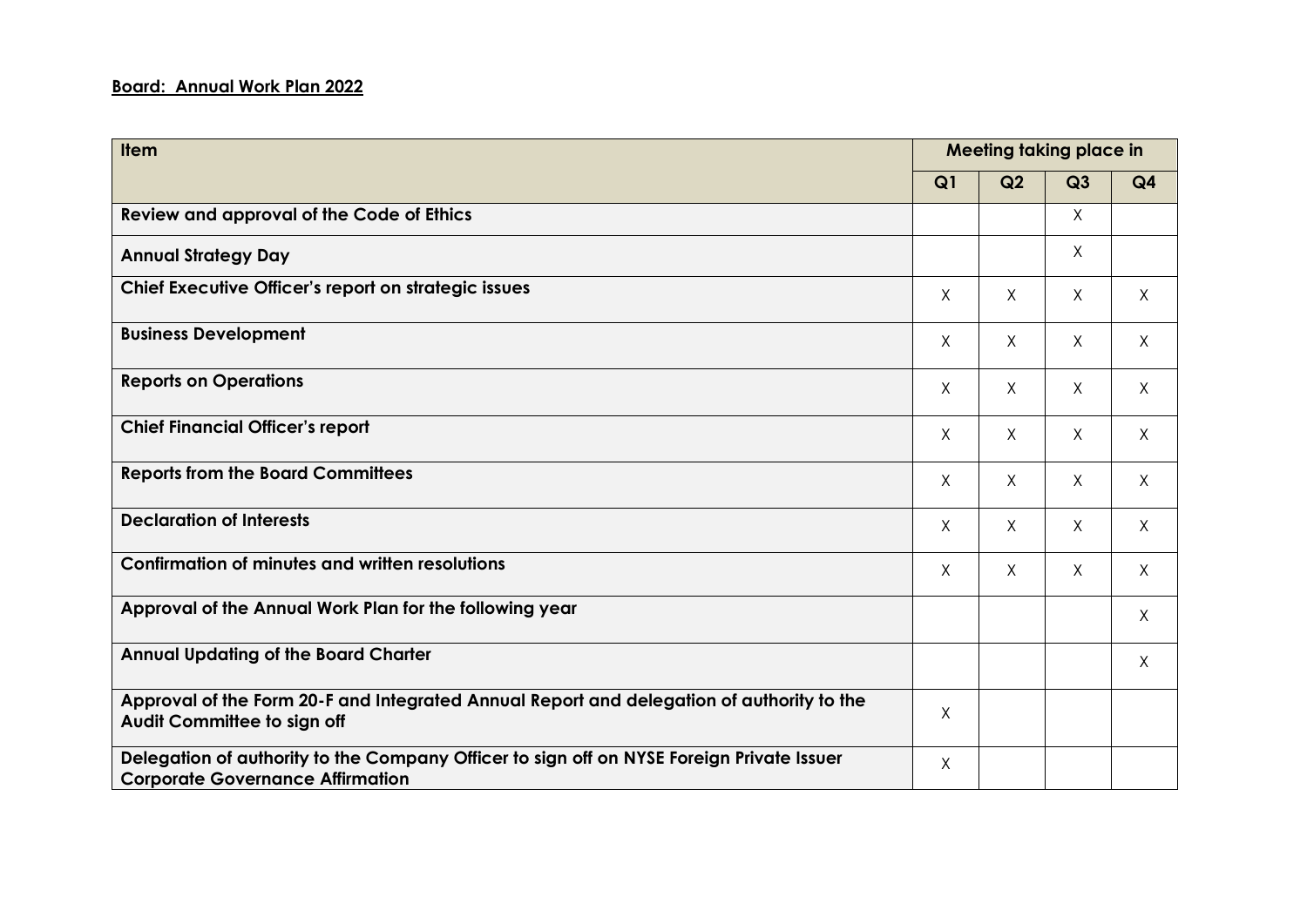**Board: Annual Work Plan 2022**

| Item | Meeting taking place in | | | |
|---|---|---|---|---|
| | Q1 | Q2 | Q3 | Q4 |
| **Review and approval of the Code of Ethics** | | | X | |
| **Annual Strategy Day** | | | X | |
| **Chief Executive Officer's report on strategic issues** | X | X | X | X |
| **Business Development** | X | X | X | X |
| **Reports on Operations** | X | X | X | X |
| **Chief Financial Officer's report** | X | X | X | X |
| **Reports from the Board Committees** | X | X | X | X |
| **Declaration of Interests** | X | X | X | X |
| **Confirmation of minutes and written resolutions** | X | X | X | X |
| **Approval of the Annual Work Plan for the following year** | | | | X |
| **Annual Updating of the Board Charter** | | | | X |
| **Approval of the Form 20-F and Integrated Annual Report and delegation of authority to the Audit Committee to sign off** | X | | | |
| **Delegation of authority to the Company Officer to sign off on NYSE Foreign Private Issuer Corporate Governance Affirmation** | X | | | |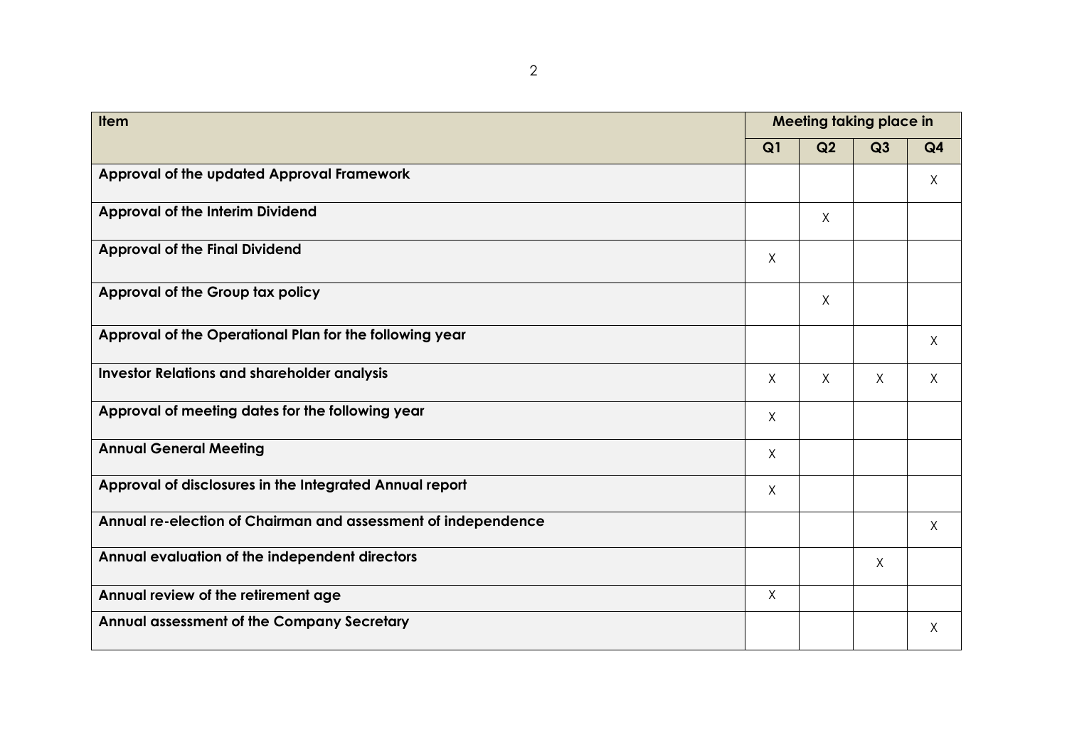| Item | Meeting taking place in | | | |
|---|---|---|---|---|
| | **Q1** | **Q2** | **Q3** | **Q4** |
| **Approval of the updated Approval Framework** | | | | X |
| **Approval of the Interim Dividend** | | X | | |
| **Approval of the Final Dividend** | X | | | |
| **Approval of the Group tax policy** | | X | | |
| **Approval of the Operational Plan for the following year** | | | | X |
| **Investor Relations and shareholder analysis** | X | X | X | X |
| **Approval of meeting dates for the following year** | X | | | |
| **Annual General Meeting** | X | | | |
| **Approval of disclosures in the Integrated Annual report** | X | | | |
| **Annual re-election of Chairman and assessment of independence** | | | | X |
| **Annual evaluation of the independent directors** | | | X | |
| **Annual review of the retirement age** | X | | | |
| **Annual assessment of the Company Secretary** | | | | X |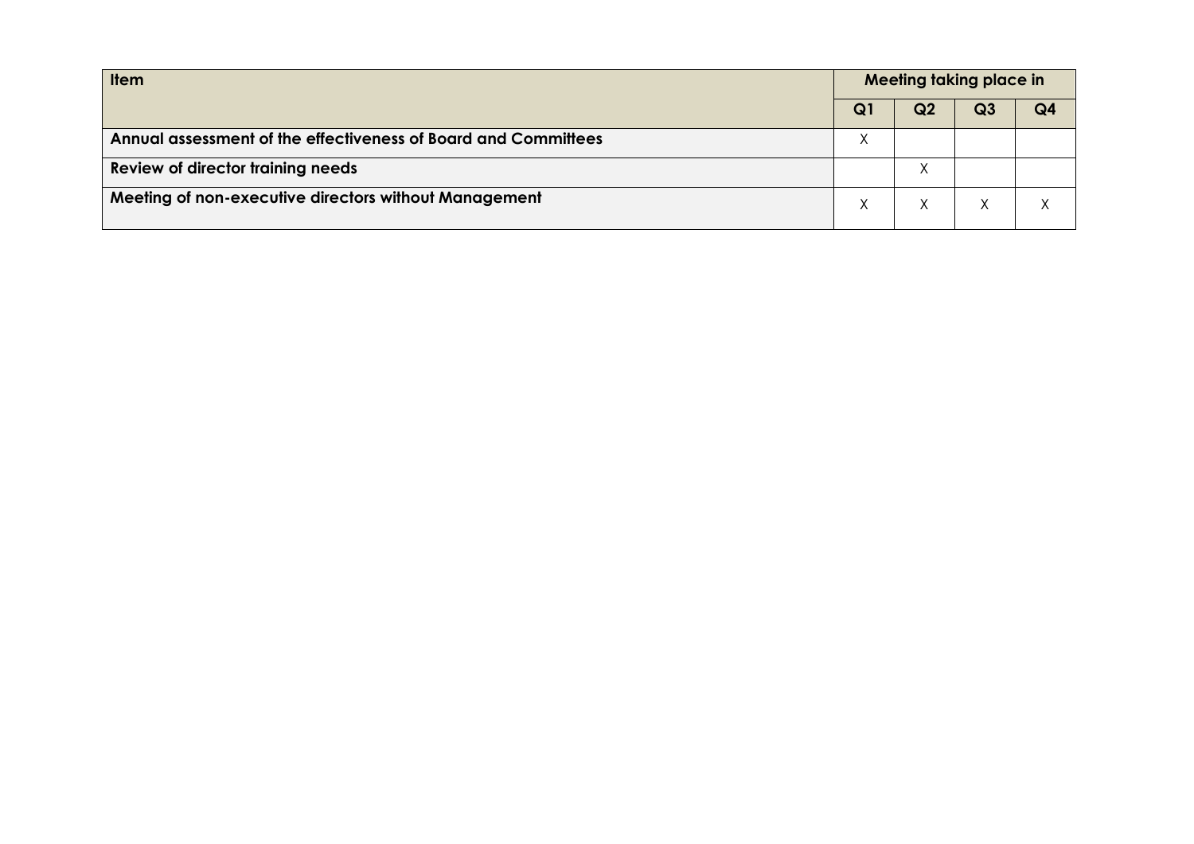| Item | Meeting taking place in | | | |
| --- | --- | --- | --- | --- |
| | Q1 | Q2 | Q3 | Q4 |
| **Annual assessment of the effectiveness of Board and Committees** | X | | | |
| **Review of director training needs** | | X | | |
| **Meeting of non-executive directors without Management** | X | X | X | X |